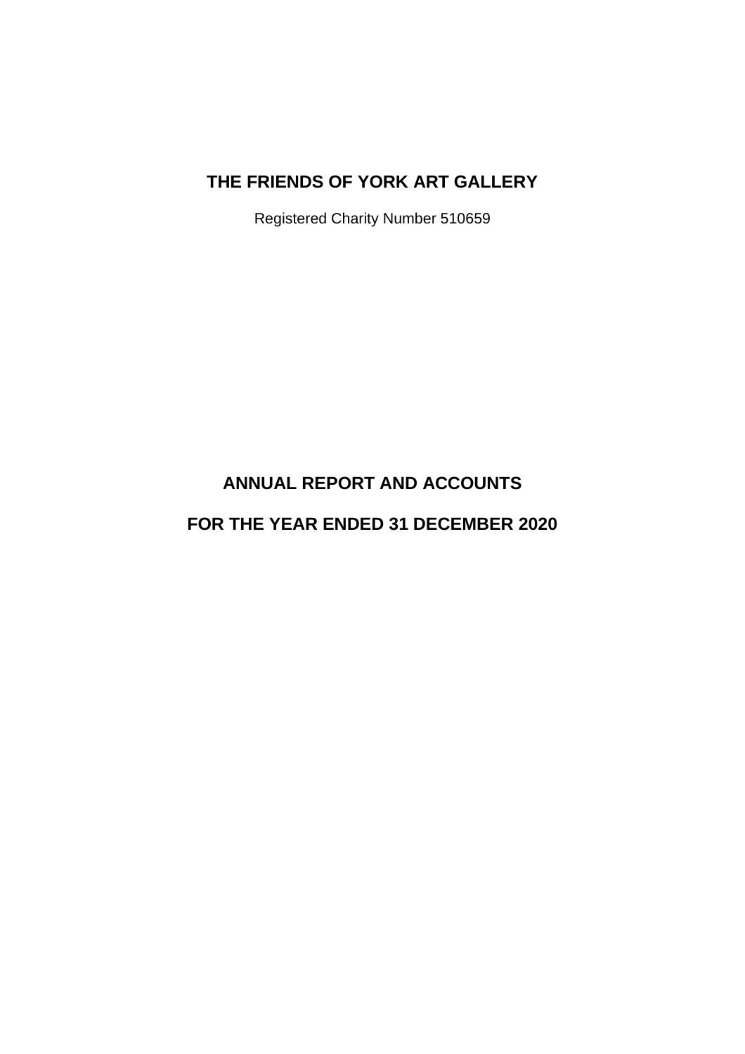# THE FRIENDS OF YORK ART GALLERY

Registered Charity Number 510659

## ANNUAL REPORT AND ACCOUNTS

## FOR THE YEAR ENDED 31 DECEMBER 2020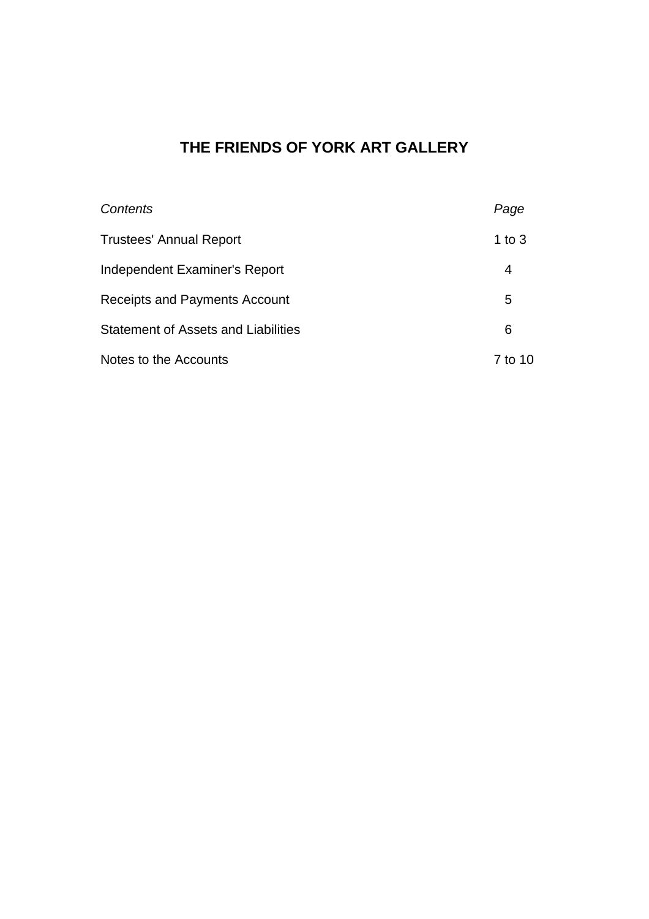# THE FRIENDS OF YORK ART GALLERY

| *Contents* | *Page* |
|---|---|
| Trustees' Annual Report | 1 to 3 |
| Independent Examiner's Report | 4 |
| Receipts and Payments Account | 5 |
| Statement of Assets and Liabilities | 6 |
| Notes to the Accounts | 7 to 10 |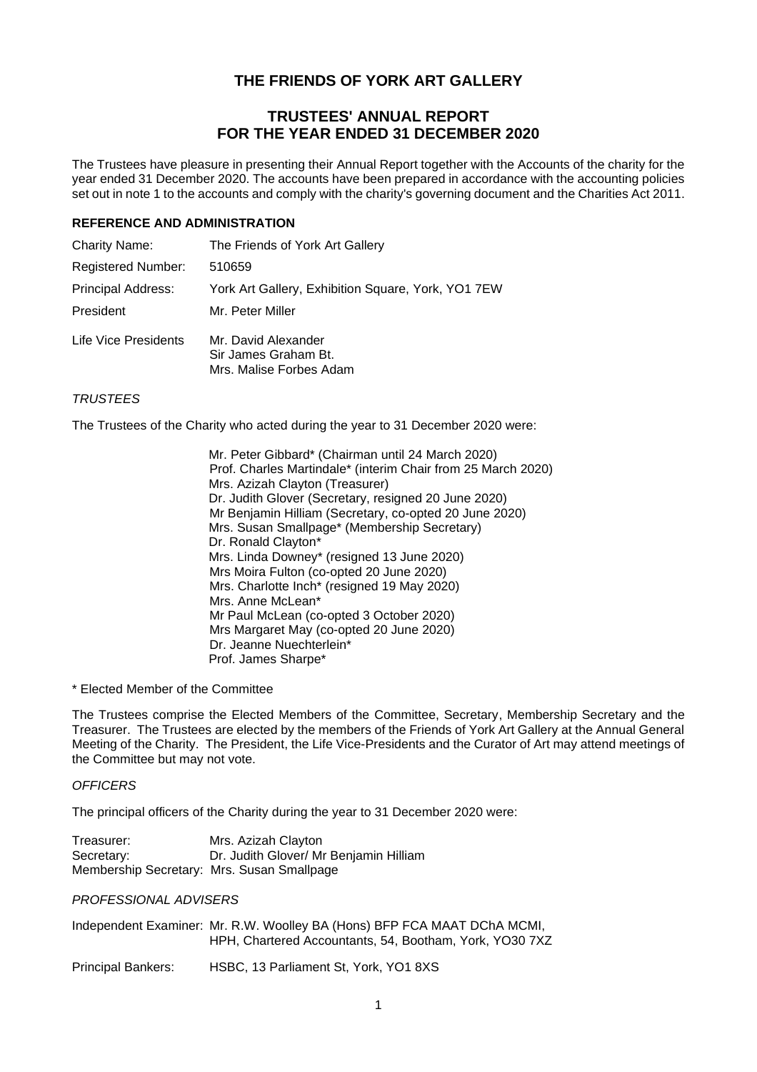# THE FRIENDS OF YORK ART GALLERY

## TRUSTEES' ANNUAL REPORT FOR THE YEAR ENDED 31 DECEMBER 2020

The Trustees have pleasure in presenting their Annual Report together with the Accounts of the charity for the year ended 31 December 2020. The accounts have been prepared in accordance with the accounting policies set out in note 1 to the accounts and comply with the charity's governing document and the Charities Act 2011.

### REFERENCE AND ADMINISTRATION

| | |
|---|---|
| Charity Name: | The Friends of York Art Gallery |
| Registered Number: | 510659 |
| Principal Address: | York Art Gallery, Exhibition Square, York, YO1 7EW |
| President | Mr. Peter Miller |
| Life Vice Presidents | Mr. David Alexander<br>Sir James Graham Bt.<br>Mrs. Malise Forbes Adam |

*TRUSTEES*

The Trustees of the Charity who acted during the year to 31 December 2020 were:

Mr. Peter Gibbard* (Chairman until 24 March 2020)
Prof. Charles Martindale* (interim Chair from 25 March 2020)
Mrs. Azizah Clayton (Treasurer)
Dr. Judith Glover (Secretary, resigned 20 June 2020)
Mr Benjamin Hilliam (Secretary, co-opted 20 June 2020)
Mrs. Susan Smallpage* (Membership Secretary)
Dr. Ronald Clayton*
Mrs. Linda Downey* (resigned 13 June 2020)
Mrs Moira Fulton (co-opted 20 June 2020)
Mrs. Charlotte Inch* (resigned 19 May 2020)
Mrs. Anne McLean*
Mr Paul McLean (co-opted 3 October 2020)
Mrs Margaret May (co-opted 20 June 2020)
Dr. Jeanne Nuechterlein*
Prof. James Sharpe*

\* Elected Member of the Committee

The Trustees comprise the Elected Members of the Committee, Secretary, Membership Secretary and the Treasurer. The Trustees are elected by the members of the Friends of York Art Gallery at the Annual General Meeting of the Charity. The President, the Life Vice-Presidents and the Curator of Art may attend meetings of the Committee but may not vote.

*OFFICERS*

The principal officers of the Charity during the year to 31 December 2020 were:

| | |
|---|---|
| Treasurer: | Mrs. Azizah Clayton |
| Secretary: | Dr. Judith Glover/ Mr Benjamin Hilliam |
| Membership Secretary: | Mrs. Susan Smallpage |

*PROFESSIONAL ADVISERS*

| | |
|---|---|
| Independent Examiner: | Mr. R.W. Woolley BA (Hons) BFP FCA MAAT DChA MCMI, HPH, Chartered Accountants, 54, Bootham, York, YO30 7XZ |
| Principal Bankers: | HSBC, 13 Parliament St, York, YO1 8XS |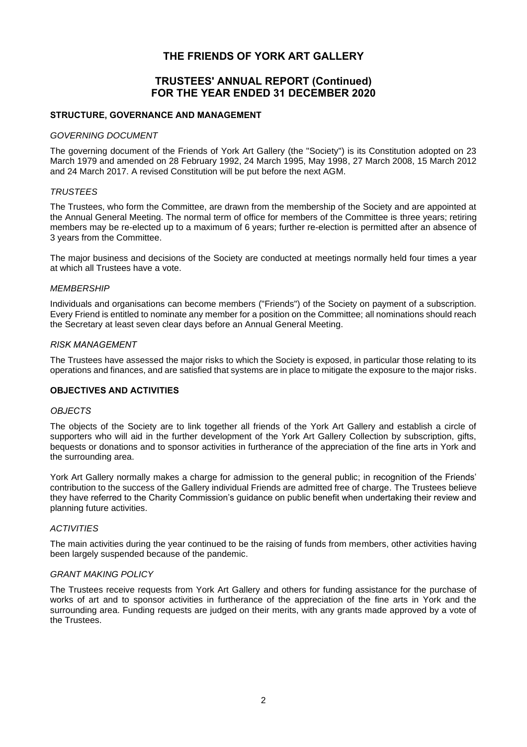# THE FRIENDS OF YORK ART GALLERY

## TRUSTEES' ANNUAL REPORT (Continued) FOR THE YEAR ENDED 31 DECEMBER 2020

### STRUCTURE, GOVERNANCE AND MANAGEMENT

*GOVERNING DOCUMENT*

The governing document of the Friends of York Art Gallery (the "Society") is its Constitution adopted on 23 March 1979 and amended on 28 February 1992, 24 March 1995, May 1998, 27 March 2008, 15 March 2012 and 24 March 2017. A revised Constitution will be put before the next AGM.

*TRUSTEES*

The Trustees, who form the Committee, are drawn from the membership of the Society and are appointed at the Annual General Meeting. The normal term of office for members of the Committee is three years; retiring members may be re-elected up to a maximum of 6 years; further re-election is permitted after an absence of 3 years from the Committee.

The major business and decisions of the Society are conducted at meetings normally held four times a year at which all Trustees have a vote.

*MEMBERSHIP*

Individuals and organisations can become members ("Friends") of the Society on payment of a subscription. Every Friend is entitled to nominate any member for a position on the Committee; all nominations should reach the Secretary at least seven clear days before an Annual General Meeting.

*RISK MANAGEMENT*

The Trustees have assessed the major risks to which the Society is exposed, in particular those relating to its operations and finances, and are satisfied that systems are in place to mitigate the exposure to the major risks.

### OBJECTIVES AND ACTIVITIES

*OBJECTS*

The objects of the Society are to link together all friends of the York Art Gallery and establish a circle of supporters who will aid in the further development of the York Art Gallery Collection by subscription, gifts, bequests or donations and to sponsor activities in furtherance of the appreciation of the fine arts in York and the surrounding area.

York Art Gallery normally makes a charge for admission to the general public; in recognition of the Friends' contribution to the success of the Gallery individual Friends are admitted free of charge. The Trustees believe they have referred to the Charity Commission's guidance on public benefit when undertaking their review and planning future activities.

*ACTIVITIES*

The main activities during the year continued to be the raising of funds from members, other activities having been largely suspended because of the pandemic.

*GRANT MAKING POLICY*

The Trustees receive requests from York Art Gallery and others for funding assistance for the purchase of works of art and to sponsor activities in furtherance of the appreciation of the fine arts in York and the surrounding area. Funding requests are judged on their merits, with any grants made approved by a vote of the Trustees.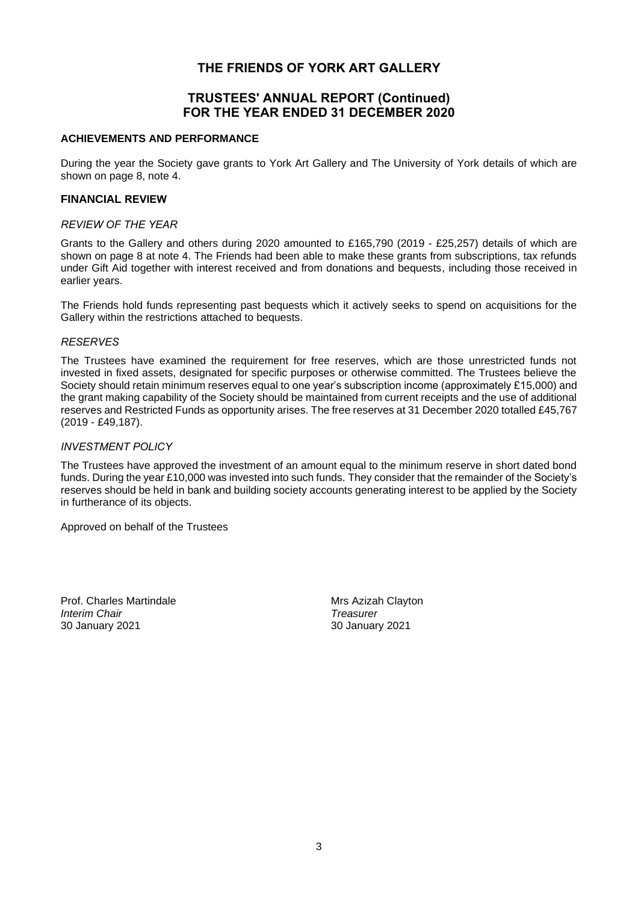# THE FRIENDS OF YORK ART GALLERY

## TRUSTEES' ANNUAL REPORT (Continued)
## FOR THE YEAR ENDED 31 DECEMBER 2020

### ACHIEVEMENTS AND PERFORMANCE

During the year the Society gave grants to York Art Gallery and The University of York details of which are shown on page 8, note 4.

### FINANCIAL REVIEW

*REVIEW OF THE YEAR*

Grants to the Gallery and others during 2020 amounted to £165,790 (2019 - £25,257) details of which are shown on page 8 at note 4. The Friends had been able to make these grants from subscriptions, tax refunds under Gift Aid together with interest received and from donations and bequests, including those received in earlier years.

The Friends hold funds representing past bequests which it actively seeks to spend on acquisitions for the Gallery within the restrictions attached to bequests.

*RESERVES*

The Trustees have examined the requirement for free reserves, which are those unrestricted funds not invested in fixed assets, designated for specific purposes or otherwise committed. The Trustees believe the Society should retain minimum reserves equal to one year's subscription income (approximately £15,000) and the grant making capability of the Society should be maintained from current receipts and the use of additional reserves and Restricted Funds as opportunity arises. The free reserves at 31 December 2020 totalled £45,767 (2019 - £49,187).

*INVESTMENT POLICY*

The Trustees have approved the investment of an amount equal to the minimum reserve in short dated bond funds. During the year £10,000 was invested into such funds. They consider that the remainder of the Society's reserves should be held in bank and building society accounts generating interest to be applied by the Society in furtherance of its objects.

Approved on behalf of the Trustees

Prof. Charles Martindale
*Interim Chair*
30 January 2021

Mrs Azizah Clayton
*Treasurer*
30 January 2021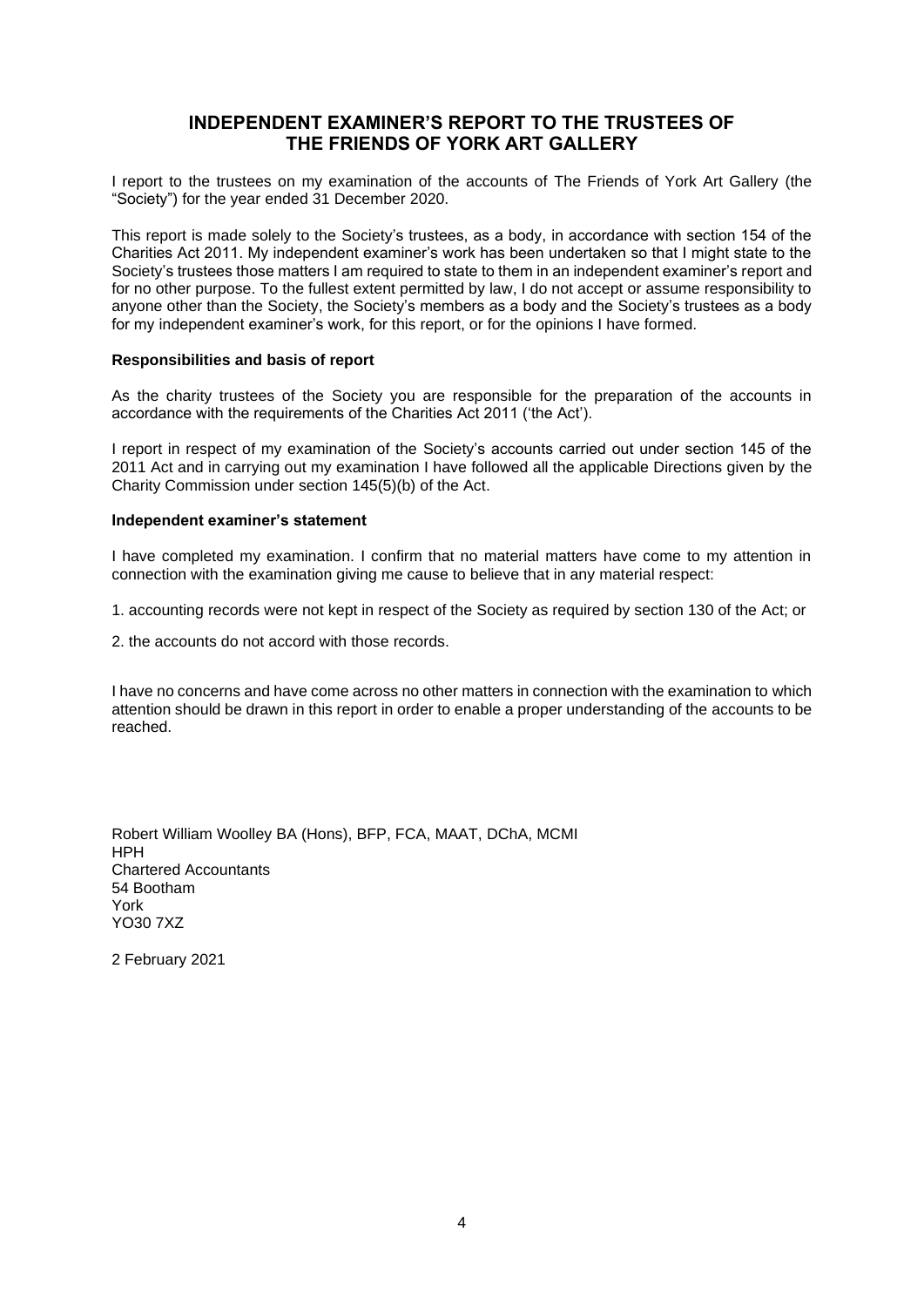# INDEPENDENT EXAMINER'S REPORT TO THE TRUSTEES OF THE FRIENDS OF YORK ART GALLERY

I report to the trustees on my examination of the accounts of The Friends of York Art Gallery (the "Society") for the year ended 31 December 2020.

This report is made solely to the Society's trustees, as a body, in accordance with section 154 of the Charities Act 2011. My independent examiner's work has been undertaken so that I might state to the Society's trustees those matters I am required to state to them in an independent examiner's report and for no other purpose. To the fullest extent permitted by law, I do not accept or assume responsibility to anyone other than the Society, the Society's members as a body and the Society's trustees as a body for my independent examiner's work, for this report, or for the opinions I have formed.

**Responsibilities and basis of report**

As the charity trustees of the Society you are responsible for the preparation of the accounts in accordance with the requirements of the Charities Act 2011 ('the Act').

I report in respect of my examination of the Society's accounts carried out under section 145 of the 2011 Act and in carrying out my examination I have followed all the applicable Directions given by the Charity Commission under section 145(5)(b) of the Act.

**Independent examiner's statement**

I have completed my examination. I confirm that no material matters have come to my attention in connection with the examination giving me cause to believe that in any material respect:

1. accounting records were not kept in respect of the Society as required by section 130 of the Act; or

2. the accounts do not accord with those records.

I have no concerns and have come across no other matters in connection with the examination to which attention should be drawn in this report in order to enable a proper understanding of the accounts to be reached.

Robert William Woolley BA (Hons), BFP, FCA, MAAT, DChA, MCMI
HPH
Chartered Accountants
54 Bootham
York
YO30 7XZ

2 February 2021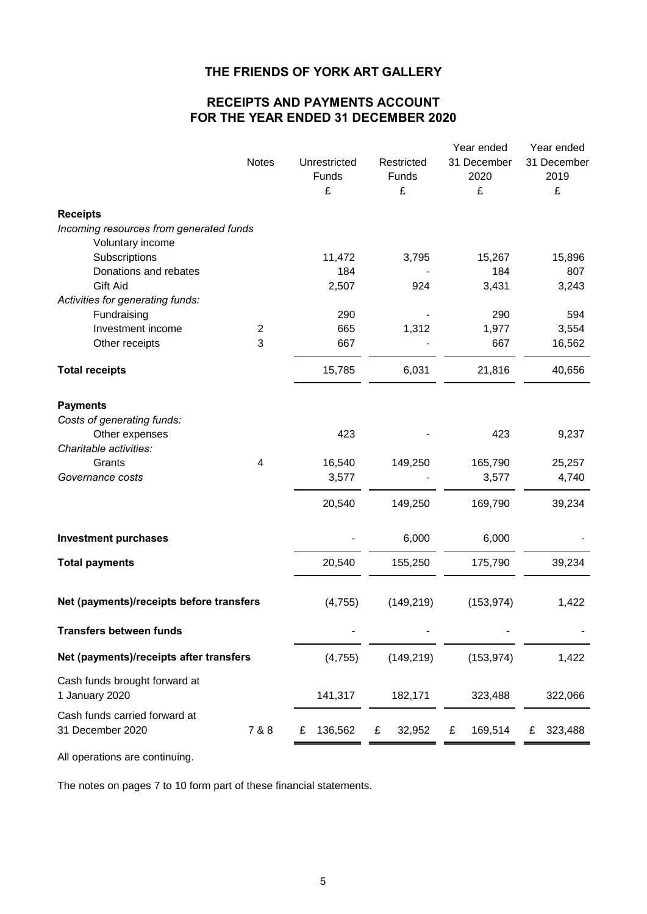# THE FRIENDS OF YORK ART GALLERY

## RECEIPTS AND PAYMENTS ACCOUNT FOR THE YEAR ENDED 31 DECEMBER 2020

| | Notes | Unrestricted Funds £ | Restricted Funds £ | Year ended 31 December 2020 £ | Year ended 31 December 2019 £ |
|---|---|---|---|---|---|
| **Receipts** | | | | | |
| *Incoming resources from generated funds* | | | | | |
| Voluntary income | | | | | |
| Subscriptions | | 11,472 | 3,795 | 15,267 | 15,896 |
| Donations and rebates | | 184 | - | 184 | 807 |
| Gift Aid | | 2,507 | 924 | 3,431 | 3,243 |
| *Activities for generating funds:* | | | | | |
| Fundraising | | 290 | - | 290 | 594 |
| Investment income | 2 | 665 | 1,312 | 1,977 | 3,554 |
| Other receipts | 3 | 667 | - | 667 | 16,562 |
| **Total receipts** | | 15,785 | 6,031 | 21,816 | 40,656 |
| **Payments** | | | | | |
| *Costs of generating funds:* | | | | | |
| Other expenses | | 423 | - | 423 | 9,237 |
| *Charitable activities:* | | | | | |
| Grants | 4 | 16,540 | 149,250 | 165,790 | 25,257 |
| *Governance costs* | | 3,577 | - | 3,577 | 4,740 |
| | | 20,540 | 149,250 | 169,790 | 39,234 |
| **Investment purchases** | | - | 6,000 | 6,000 | - |
| **Total payments** | | 20,540 | 155,250 | 175,790 | 39,234 |
| **Net (payments)/receipts before transfers** | | (4,755) | (149,219) | (153,974) | 1,422 |
| **Transfers between funds** | | - | - | - | - |
| **Net (payments)/receipts after transfers** | | (4,755) | (149,219) | (153,974) | 1,422 |
| Cash funds brought forward at 1 January 2020 | | 141,317 | 182,171 | 323,488 | 322,066 |
| Cash funds carried forward at 31 December 2020 | 7 & 8 | £ 136,562 | £ 32,952 | £ 169,514 | £ 323,488 |

All operations are continuing.

The notes on pages 7 to 10 form part of these financial statements.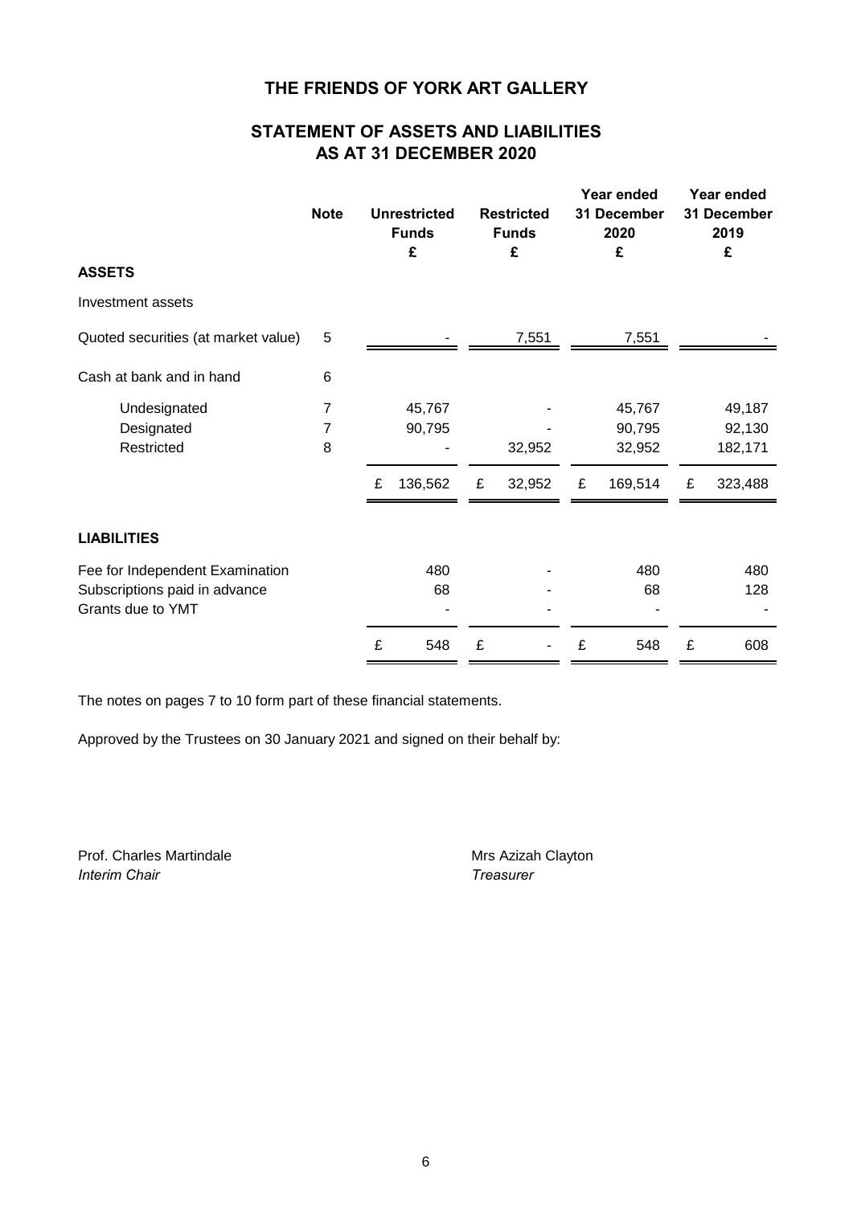# THE FRIENDS OF YORK ART GALLERY

## STATEMENT OF ASSETS AND LIABILITIES
## AS AT 31 DECEMBER 2020

| | Note | Unrestricted Funds £ | Restricted Funds £ | Year ended 31 December 2020 £ | Year ended 31 December 2019 £ |
|---|---|---|---|---|---|
| **ASSETS** | | | | | |
| Investment assets | | | | | |
| Quoted securities (at market value) | 5 | - | 7,551 | 7,551 | - |
| Cash at bank and in hand | 6 | | | | |
| Undesignated | 7 | 45,767 | - | 45,767 | 49,187 |
| Designated | 7 | 90,795 | - | 90,795 | 92,130 |
| Restricted | 8 | - | 32,952 | 32,952 | 182,171 |
| | | £ 136,562 | £ 32,952 | £ 169,514 | £ 323,488 |
| **LIABILITIES** | | | | | |
| Fee for Independent Examination | | 480 | - | 480 | 480 |
| Subscriptions paid in advance | | 68 | - | 68 | 128 |
| Grants due to YMT | | - | - | - | - |
| | | £ 548 | £ - | £ 548 | £ 608 |

The notes on pages 7 to 10 form part of these financial statements.

Approved by the Trustees on 30 January 2021 and signed on their behalf by:

Prof. Charles Martindale
*Interim Chair*

Mrs Azizah Clayton
*Treasurer*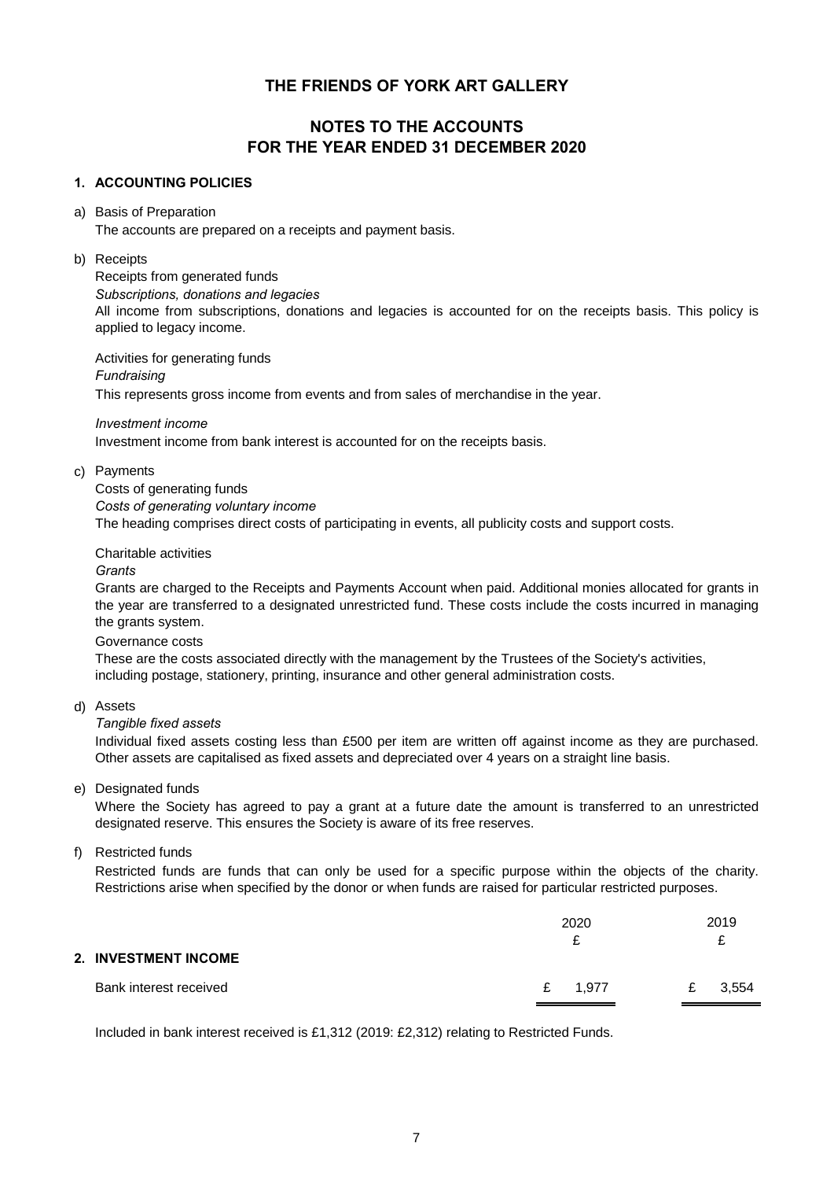# THE FRIENDS OF YORK ART GALLERY

## NOTES TO THE ACCOUNTS
## FOR THE YEAR ENDED 31 DECEMBER 2020

### 1. ACCOUNTING POLICIES

a) Basis of Preparation

The accounts are prepared on a receipts and payment basis.

b) Receipts

Receipts from generated funds

*Subscriptions, donations and legacies*

All income from subscriptions, donations and legacies is accounted for on the receipts basis. This policy is applied to legacy income.

Activities for generating funds

*Fundraising*

This represents gross income from events and from sales of merchandise in the year.

*Investment income*

Investment income from bank interest is accounted for on the receipts basis.

c) Payments

Costs of generating funds

*Costs of generating voluntary income*

The heading comprises direct costs of participating in events, all publicity costs and support costs.

Charitable activities

*Grants*

Grants are charged to the Receipts and Payments Account when paid. Additional monies allocated for grants in the year are transferred to a designated unrestricted fund. These costs include the costs incurred in managing the grants system.

Governance costs

These are the costs associated directly with the management by the Trustees of the Society's activities, including postage, stationery, printing, insurance and other general administration costs.

d) Assets

*Tangible fixed assets*

Individual fixed assets costing less than £500 per item are written off against income as they are purchased. Other assets are capitalised as fixed assets and depreciated over 4 years on a straight line basis.

e) Designated funds

Where the Society has agreed to pay a grant at a future date the amount is transferred to an unrestricted designated reserve. This ensures the Society is aware of its free reserves.

f) Restricted funds

Restricted funds are funds that can only be used for a specific purpose within the objects of the charity. Restrictions arise when specified by the donor or when funds are raised for particular restricted purposes.

### 2. INVESTMENT INCOME

| | 2020 £ | 2019 £ |
|---|---|---|
| Bank interest received | £ 1,977 | £ 3,554 |

Included in bank interest received is £1,312 (2019: £2,312) relating to Restricted Funds.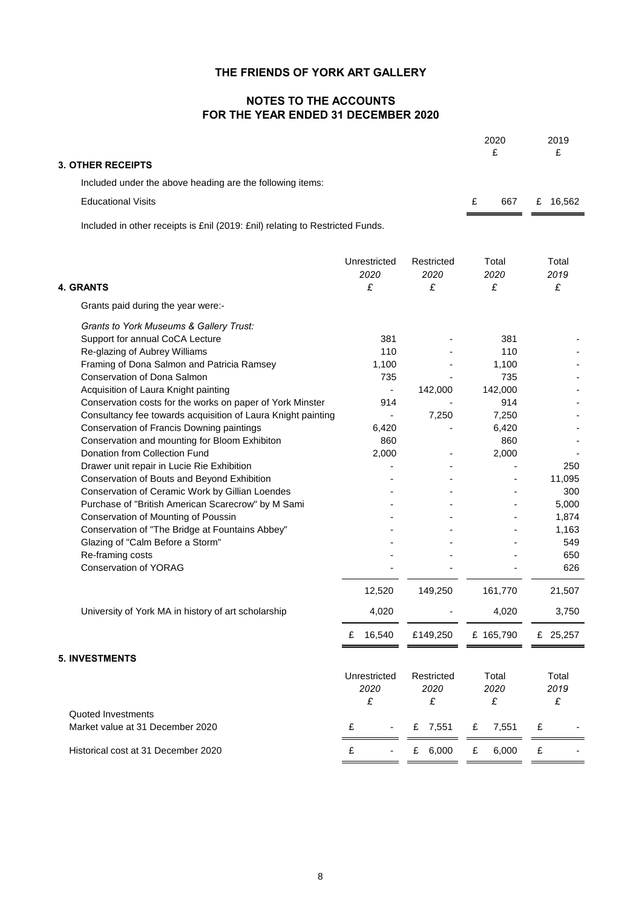# THE FRIENDS OF YORK ART GALLERY

## NOTES TO THE ACCOUNTS
## FOR THE YEAR ENDED 31 DECEMBER 2020

### 3. OTHER RECEIPTS

| | 2020 £ | 2019 £ |
|---|---|---|
| Included under the above heading are the following items: | | |
| Educational Visits | £ 667 | £ 16,562 |

Included in other receipts is £nil (2019: £nil) relating to Restricted Funds.

### 4. GRANTS

| | Unrestricted *2020* £ | Restricted *2020* £ | Total *2020* £ | Total *2019* £ |
|---|---|---|---|---|
| Grants paid during the year were:- | | | | |
| *Grants to York Museums & Gallery Trust:* | | | | |
| Support for annual CoCA Lecture | 381 | - | 381 | - |
| Re-glazing of Aubrey Williams | 110 | - | 110 | - |
| Framing of Dona Salmon and Patricia Ramsey | 1,100 | - | 1,100 | - |
| Conservation of Dona Salmon | 735 | - | 735 | - |
| Acquisition of Laura Knight painting | - | 142,000 | 142,000 | - |
| Conservation costs for the works on paper of York Minster | 914 | - | 914 | - |
| Consultancy fee towards acquisition of Laura Knight painting | - | 7,250 | 7,250 | - |
| Conservation of Francis Downing paintings | 6,420 | - | 6,420 | - |
| Conservation and mounting for Bloom Exhibiton | 860 | | 860 | - |
| Donation from Collection Fund | 2,000 | - | 2,000 | - |
| Drawer unit repair in Lucie Rie Exhibition | - | - | - | 250 |
| Conservation of Bouts and Beyond Exhibition | - | - | - | 11,095 |
| Conservation of Ceramic Work by Gillian Loendes | - | - | - | 300 |
| Purchase of "British American Scarecrow" by M Sami | - | - | - | 5,000 |
| Conservation of Mounting of Poussin | - | - | - | 1,874 |
| Conservation of "The Bridge at Fountains Abbey" | - | - | - | 1,163 |
| Glazing of "Calm Before a Storm" | - | - | - | 549 |
| Re-framing costs | - | - | - | 650 |
| Conservation of YORAG | - | - | - | 626 |
| | 12,520 | 149,250 | 161,770 | 21,507 |
| University of York MA in history of art scholarship | 4,020 | - | 4,020 | 3,750 |
| | £ 16,540 | £149,250 | £ 165,790 | £ 25,257 |

### 5. INVESTMENTS

| | Unrestricted *2020* £ | Restricted *2020* £ | Total *2020* £ | Total *2019* £ |
|---|---|---|---|---|
| Quoted Investments | | | | |
| Market value at 31 December 2020 | £ - | £ 7,551 | £ 7,551 | £ - |
| Historical cost at 31 December 2020 | £ - | £ 6,000 | £ 6,000 | £ - |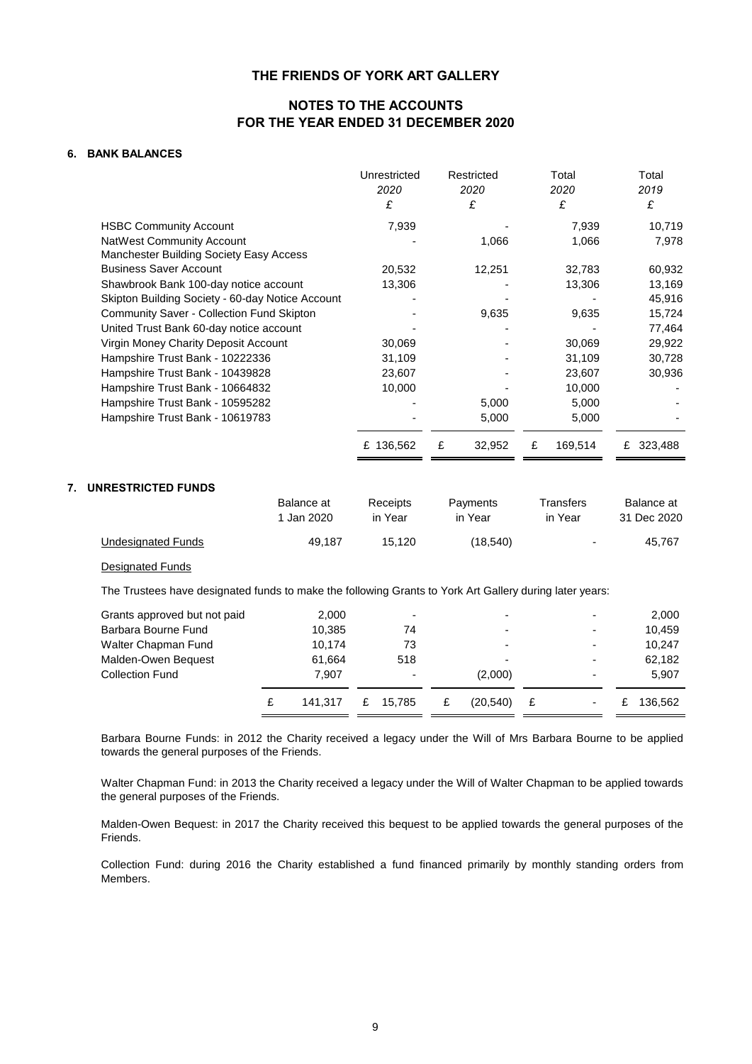# THE FRIENDS OF YORK ART GALLERY

## NOTES TO THE ACCOUNTS
## FOR THE YEAR ENDED 31 DECEMBER 2020

### 6. BANK BALANCES

| | Unrestricted *2020* £ | Restricted *2020* £ | Total *2020* £ | Total *2019* £ |
|---|---|---|---|---|
| HSBC Community Account | 7,939 | - | 7,939 | 10,719 |
| NatWest Community Account | - | 1,066 | 1,066 | 7,978 |
| Manchester Building Society Easy Access Business Saver Account | 20,532 | 12,251 | 32,783 | 60,932 |
| Shawbrook Bank 100-day notice account | 13,306 | - | 13,306 | 13,169 |
| Skipton Building Society - 60-day Notice Account | - | - | - | 45,916 |
| Community Saver - Collection Fund Skipton | - | 9,635 | 9,635 | 15,724 |
| United Trust Bank 60-day notice account | - | - | - | 77,464 |
| Virgin Money Charity Deposit Account | 30,069 | - | 30,069 | 29,922 |
| Hampshire Trust Bank - 10222336 | 31,109 | - | 31,109 | 30,728 |
| Hampshire Trust Bank - 10439828 | 23,607 | - | 23,607 | 30,936 |
| Hampshire Trust Bank - 10664832 | 10,000 | - | 10,000 | - |
| Hampshire Trust Bank - 10595282 | - | 5,000 | 5,000 | - |
| Hampshire Trust Bank - 10619783 | - | 5,000 | 5,000 | - |
| | £ 136,562 | £ 32,952 | £ 169,514 | £ 323,488 |

### 7. UNRESTRICTED FUNDS

| | Balance at 1 Jan 2020 | Receipts in Year | Payments in Year | Transfers in Year | Balance at 31 Dec 2020 |
|---|---|---|---|---|---|
| Undesignated Funds | 49,187 | 15,120 | (18,540) | - | 45,767 |

Designated Funds

The Trustees have designated funds to make the following Grants to York Art Gallery during later years:

| | Balance at 1 Jan 2020 | Receipts in Year | Payments in Year | Transfers in Year | Balance at 31 Dec 2020 |
|---|---|---|---|---|---|
| Grants approved but not paid | 2,000 | - | - | - | 2,000 |
| Barbara Bourne Fund | 10,385 | 74 | - | - | 10,459 |
| Walter Chapman Fund | 10,174 | 73 | - | - | 10,247 |
| Malden-Owen Bequest | 61,664 | 518 | - | - | 62,182 |
| Collection Fund | 7,907 | - | (2,000) | - | 5,907 |
| | £ 141,317 | £ 15,785 | £ (20,540) | £ - | £ 136,562 |

Barbara Bourne Funds: in 2012 the Charity received a legacy under the Will of Mrs Barbara Bourne to be applied towards the general purposes of the Friends.

Walter Chapman Fund: in 2013 the Charity received a legacy under the Will of Walter Chapman to be applied towards the general purposes of the Friends.

Malden-Owen Bequest: in 2017 the Charity received this bequest to be applied towards the general purposes of the Friends.

Collection Fund: during 2016 the Charity established a fund financed primarily by monthly standing orders from Members.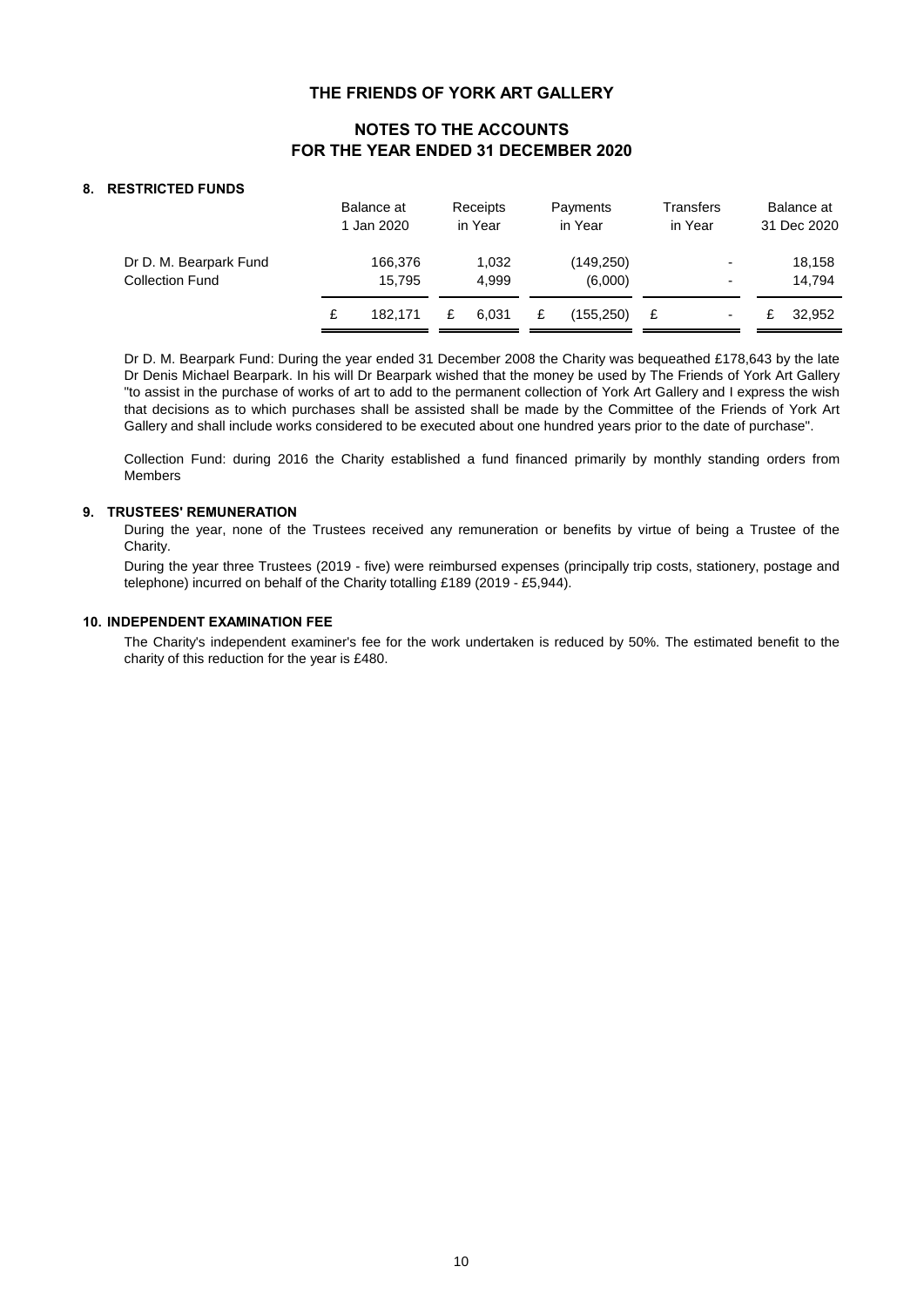# THE FRIENDS OF YORK ART GALLERY

## NOTES TO THE ACCOUNTS
## FOR THE YEAR ENDED 31 DECEMBER 2020

### 8. RESTRICTED FUNDS

| | Balance at 1 Jan 2020 | Receipts in Year | Payments in Year | Transfers in Year | Balance at 31 Dec 2020 |
|---|---|---|---|---|---|
| Dr D. M. Bearpark Fund | 166,376 | 1,032 | (149,250) | - | 18,158 |
| Collection Fund | 15,795 | 4,999 | (6,000) | - | 14,794 |
| | £ 182,171 | £ 6,031 | £ (155,250) | £ - | £ 32,952 |

Dr D. M. Bearpark Fund: During the year ended 31 December 2008 the Charity was bequeathed £178,643 by the late Dr Denis Michael Bearpark. In his will Dr Bearpark wished that the money be used by The Friends of York Art Gallery "to assist in the purchase of works of art to add to the permanent collection of York Art Gallery and I express the wish that decisions as to which purchases shall be assisted shall be made by the Committee of the Friends of York Art Gallery and shall include works considered to be executed about one hundred years prior to the date of purchase".

Collection Fund: during 2016 the Charity established a fund financed primarily by monthly standing orders from Members

### 9. TRUSTEES' REMUNERATION

During the year, none of the Trustees received any remuneration or benefits by virtue of being a Trustee of the Charity.

During the year three Trustees (2019 - five) were reimbursed expenses (principally trip costs, stationery, postage and telephone) incurred on behalf of the Charity totalling £189 (2019 - £5,944).

### 10. INDEPENDENT EXAMINATION FEE

The Charity's independent examiner's fee for the work undertaken is reduced by 50%. The estimated benefit to the charity of this reduction for the year is £480.